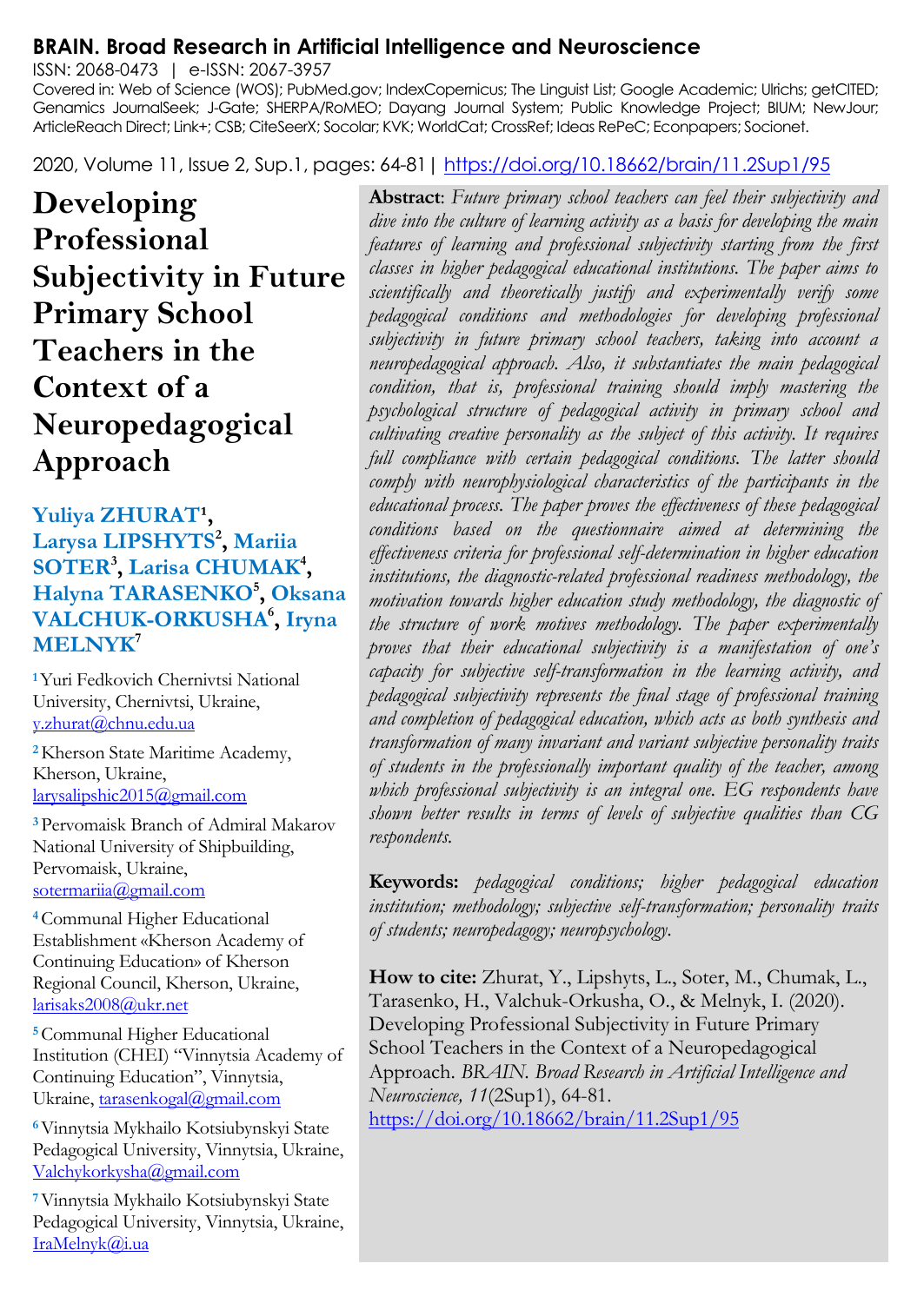**BRAIN. Broad Research in Artificial Intelligence and Neuroscience**

ISSN: 2068-0473 | e-ISSN: 2067-3957

Covered in: Web of Science (WOS); PubMed.gov; IndexCopernicus; The Linguist List; Google Academic; Ulrichs; getCITED; Genamics JournalSeek; J-Gate; SHERPA/RoMEO; Dayang Journal System; Public Knowledge Project; BIUM; NewJour; ArticleReach Direct; Link+; CSB; CiteSeerX; Socolar; KVK; WorldCat; CrossRef; Ideas RePeC; Econpapers; Socionet.

2020, Volume 11, Issue 2, Sup.1, pages: 64-81 | https://doi.org/10.18662/brain/11.2Sup1/95

# Developing Professional Subjectivity in Future Primary School Teachers in the Context of a Neuropedagogical Approach

**Yuliya ZHURAT[1], Larysa LIPSHYTS[2], Mariia SOTER[3], Larisa CHUMAK[4], Halyna TARASENKO[5], Oksana VALCHUK-ORKUSHA[6], Iryna MELNYK[7]**

[1] Yuri Fedkovich Chernivtsi National University, Chernivtsi, Ukraine, y.zhurat@chnu.edu.ua

[2] Kherson State Maritime Academy, Kherson, Ukraine, larysalipshic2015@gmail.com

[3] Pervomaisk Branch of Admiral Makarov National University of Shipbuilding, Pervomaisk, Ukraine, sotermariia@gmail.com

[4] Communal Higher Educational Establishment «Kherson Academy of Continuing Education» of Kherson Regional Council, Kherson, Ukraine, larisaks2008@ukr.net

[5] Communal Higher Educational Institution (CHEI) "Vinnytsia Academy of Continuing Education", Vinnytsia, Ukraine, tarasenkogal@gmail.com

[6] Vinnytsia Mykhailo Kotsiubynskyi State Pedagogical University, Vinnytsia, Ukraine, Valchykorkysha@gmail.com

[7] Vinnytsia Mykhailo Kotsiubynskyi State Pedagogical University, Vinnytsia, Ukraine, IraMelnyk@i.ua

**Abstract**: *Future primary school teachers can feel their subjectivity and dive into the culture of learning activity as a basis for developing the main features of learning and professional subjectivity starting from the first classes in higher pedagogical educational institutions. The paper aims to scientifically and theoretically justify and experimentally verify some pedagogical conditions and methodologies for developing professional subjectivity in future primary school teachers, taking into account a neuropedagogical approach. Also, it substantiates the main pedagogical condition, that is, professional training should imply mastering the psychological structure of pedagogical activity in primary school and cultivating creative personality as the subject of this activity. It requires full compliance with certain pedagogical conditions. The latter should comply with neurophysiological characteristics of the participants in the educational process. The paper proves the effectiveness of these pedagogical conditions based on the questionnaire aimed at determining the effectiveness criteria for professional self-determination in higher education institutions, the diagnostic-related professional readiness methodology, the motivation towards higher education study methodology, the diagnostic of the structure of work motives methodology. The paper experimentally proves that their educational subjectivity is a manifestation of one's capacity for subjective self-transformation in the learning activity, and pedagogical subjectivity represents the final stage of professional training and completion of pedagogical education, which acts as both synthesis and transformation of many invariant and variant subjective personality traits of students in the professionally important quality of the teacher, among which professional subjectivity is an integral one. EG respondents have shown better results in terms of levels of subjective qualities than CG respondents.*

**Keywords:** *pedagogical conditions; higher pedagogical education institution; methodology; subjective self-transformation; personality traits of students; neuropedagogy; neuropsychology.*

**How to cite:** Zhurat, Y., Lipshyts, L., Soter, M., Chumak, L., Tarasenko, H., Valchuk-Orkusha, O., & Melnyk, I. (2020). Developing Professional Subjectivity in Future Primary School Teachers in the Context of a Neuropedagogical Approach. *BRAIN. Broad Research in Artificial Intelligence and Neuroscience, 11*(2Sup1), 64-81. https://doi.org/10.18662/brain/11.2Sup1/95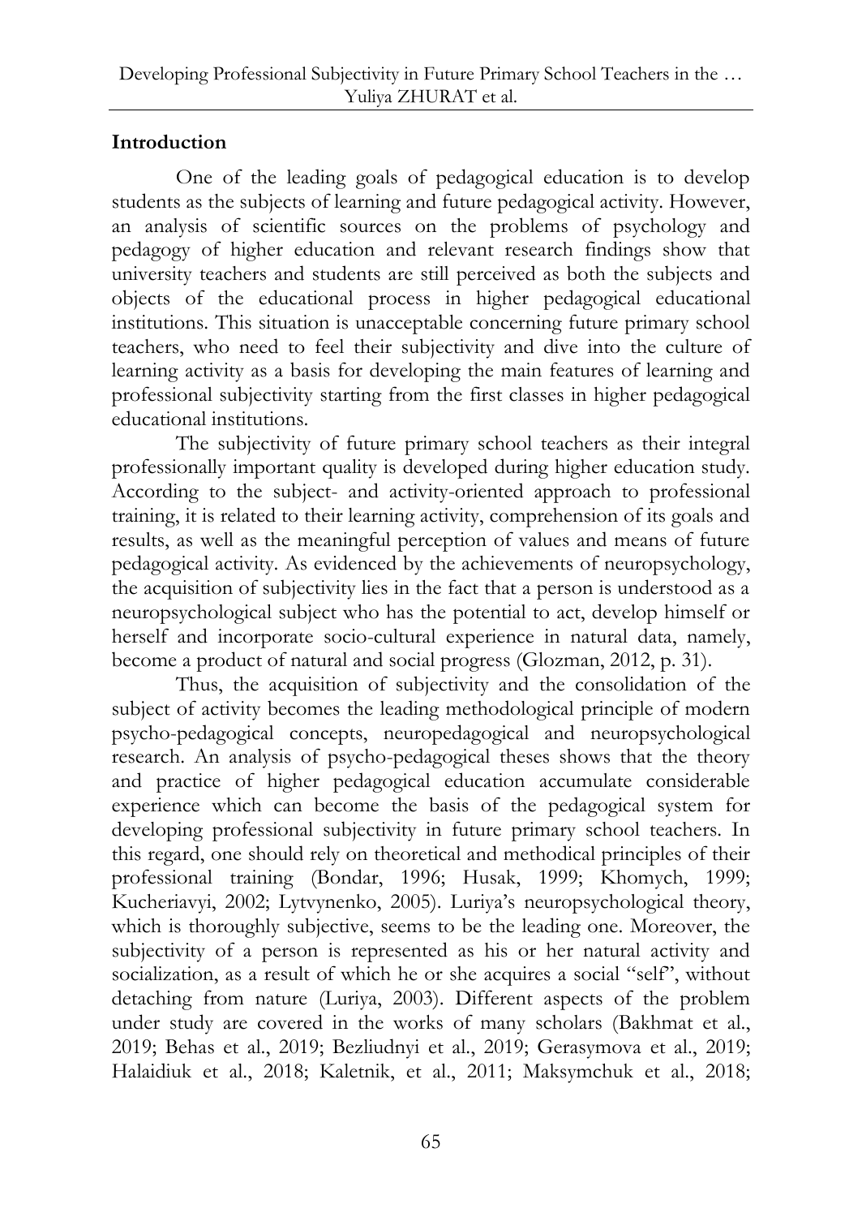## Introduction

One of the leading goals of pedagogical education is to develop students as the subjects of learning and future pedagogical activity. However, an analysis of scientific sources on the problems of psychology and pedagogy of higher education and relevant research findings show that university teachers and students are still perceived as both the subjects and objects of the educational process in higher pedagogical educational institutions. This situation is unacceptable concerning future primary school teachers, who need to feel their subjectivity and dive into the culture of learning activity as a basis for developing the main features of learning and professional subjectivity starting from the first classes in higher pedagogical educational institutions.

The subjectivity of future primary school teachers as their integral professionally important quality is developed during higher education study. According to the subject- and activity-oriented approach to professional training, it is related to their learning activity, comprehension of its goals and results, as well as the meaningful perception of values and means of future pedagogical activity. As evidenced by the achievements of neuropsychology, the acquisition of subjectivity lies in the fact that a person is understood as a neuropsychological subject who has the potential to act, develop himself or herself and incorporate socio-cultural experience in natural data, namely, become a product of natural and social progress (Glozman, 2012, p. 31).

Thus, the acquisition of subjectivity and the consolidation of the subject of activity becomes the leading methodological principle of modern psycho-pedagogical concepts, neuropedagogical and neuropsychological research. An analysis of psycho-pedagogical theses shows that the theory and practice of higher pedagogical education accumulate considerable experience which can become the basis of the pedagogical system for developing professional subjectivity in future primary school teachers. In this regard, one should rely on theoretical and methodical principles of their professional training (Bondar, 1996; Husak, 1999; Khomych, 1999; Kucheriavyi, 2002; Lytvynenko, 2005). Luriya's neuropsychological theory, which is thoroughly subjective, seems to be the leading one. Moreover, the subjectivity of a person is represented as his or her natural activity and socialization, as a result of which he or she acquires a social "self", without detaching from nature (Luriya, 2003). Different aspects of the problem under study are covered in the works of many scholars (Bakhmat et al., 2019; Behas et al., 2019; Bezliudnyi et al., 2019; Gerasymova et al., 2019; Halaidiuk et al., 2018; Kaletnik, et al., 2011; Maksymchuk et al., 2018;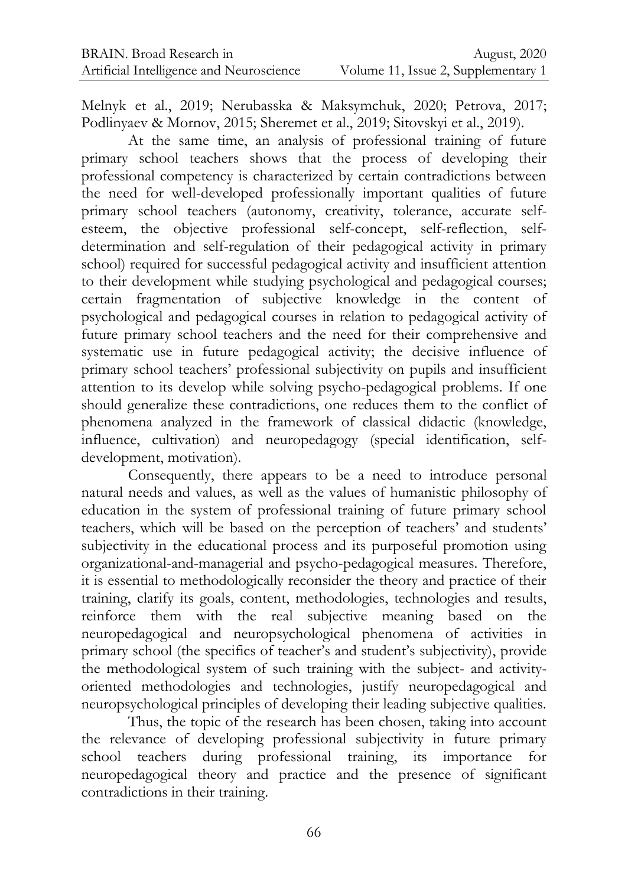Melnyk et al., 2019; Nerubasska & Maksymchuk, 2020; Petrova, 2017; Podlinyaev & Mornov, 2015; Sheremet et al., 2019; Sitovskyi et al., 2019).

At the same time, an analysis of professional training of future primary school teachers shows that the process of developing their professional competency is characterized by certain contradictions between the need for well-developed professionally important qualities of future primary school teachers (autonomy, creativity, tolerance, accurate self-esteem, the objective professional self-concept, self-reflection, self-determination and self-regulation of their pedagogical activity in primary school) required for successful pedagogical activity and insufficient attention to their development while studying psychological and pedagogical courses; certain fragmentation of subjective knowledge in the content of psychological and pedagogical courses in relation to pedagogical activity of future primary school teachers and the need for their comprehensive and systematic use in future pedagogical activity; the decisive influence of primary school teachers' professional subjectivity on pupils and insufficient attention to its develop while solving psycho-pedagogical problems. If one should generalize these contradictions, one reduces them to the conflict of phenomena analyzed in the framework of classical didactic (knowledge, influence, cultivation) and neuropedagogy (special identification, self-development, motivation).

Consequently, there appears to be a need to introduce personal natural needs and values, as well as the values of humanistic philosophy of education in the system of professional training of future primary school teachers, which will be based on the perception of teachers' and students' subjectivity in the educational process and its purposeful promotion using organizational-and-managerial and psycho-pedagogical measures. Therefore, it is essential to methodologically reconsider the theory and practice of their training, clarify its goals, content, methodologies, technologies and results, reinforce them with the real subjective meaning based on the neuropedagogical and neuropsychological phenomena of activities in primary school (the specifics of teacher's and student's subjectivity), provide the methodological system of such training with the subject- and activity-oriented methodologies and technologies, justify neuropedagogical and neuropsychological principles of developing their leading subjective qualities.

Thus, the topic of the research has been chosen, taking into account the relevance of developing professional subjectivity in future primary school teachers during professional training, its importance for neuropedagogical theory and practice and the presence of significant contradictions in their training.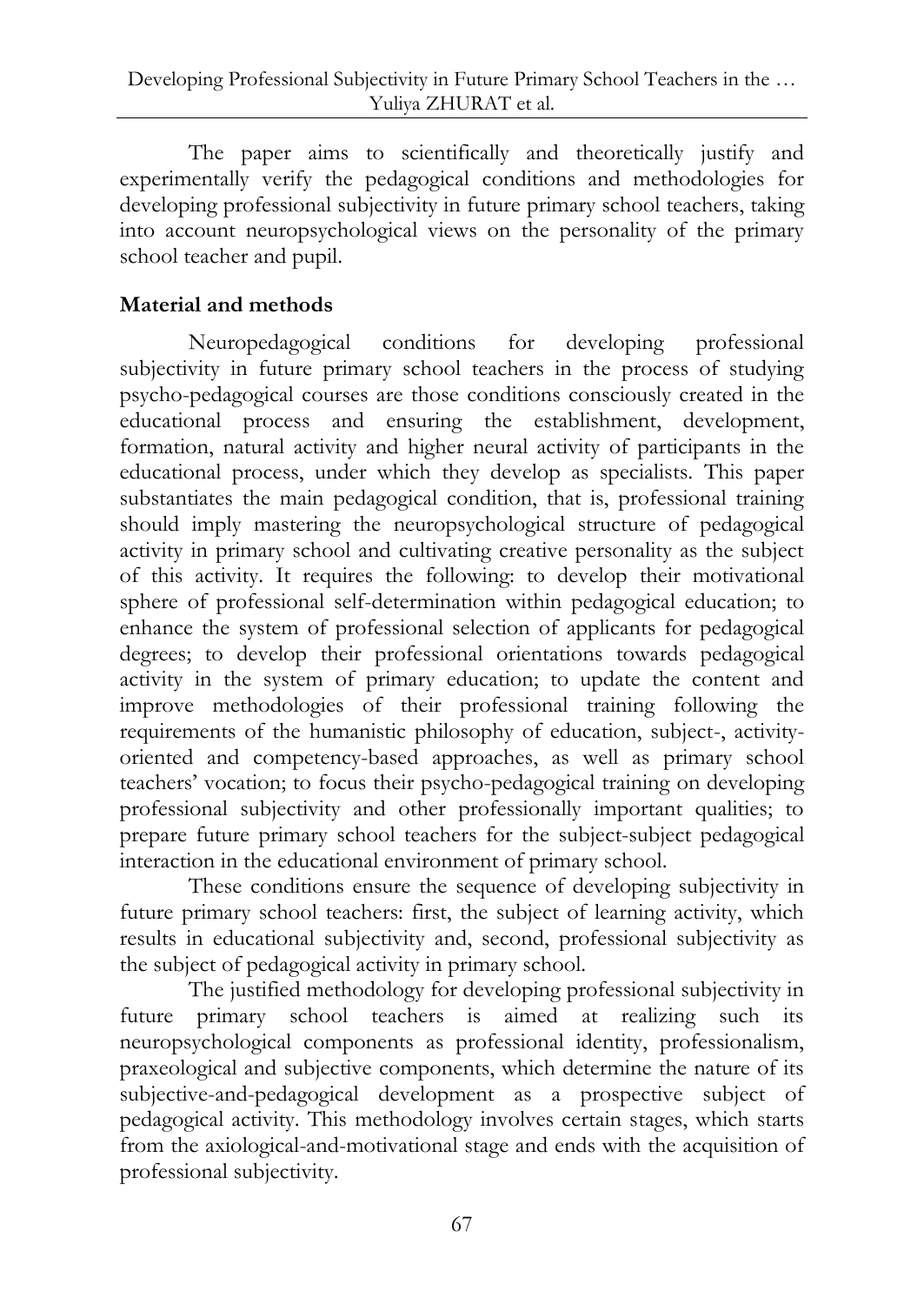The paper aims to scientifically and theoretically justify and experimentally verify the pedagogical conditions and methodologies for developing professional subjectivity in future primary school teachers, taking into account neuropsychological views on the personality of the primary school teacher and pupil.

## Material and methods

Neuropedagogical conditions for developing professional subjectivity in future primary school teachers in the process of studying psycho-pedagogical courses are those conditions consciously created in the educational process and ensuring the establishment, development, formation, natural activity and higher neural activity of participants in the educational process, under which they develop as specialists. This paper substantiates the main pedagogical condition, that is, professional training should imply mastering the neuropsychological structure of pedagogical activity in primary school and cultivating creative personality as the subject of this activity. It requires the following: to develop their motivational sphere of professional self-determination within pedagogical education; to enhance the system of professional selection of applicants for pedagogical degrees; to develop their professional orientations towards pedagogical activity in the system of primary education; to update the content and improve methodologies of their professional training following the requirements of the humanistic philosophy of education, subject-, activity-oriented and competency-based approaches, as well as primary school teachers' vocation; to focus their psycho-pedagogical training on developing professional subjectivity and other professionally important qualities; to prepare future primary school teachers for the subject-subject pedagogical interaction in the educational environment of primary school.

These conditions ensure the sequence of developing subjectivity in future primary school teachers: first, the subject of learning activity, which results in educational subjectivity and, second, professional subjectivity as the subject of pedagogical activity in primary school.

The justified methodology for developing professional subjectivity in future primary school teachers is aimed at realizing such its neuropsychological components as professional identity, professionalism, praxeological and subjective components, which determine the nature of its subjective-and-pedagogical development as a prospective subject of pedagogical activity. This methodology involves certain stages, which starts from the axiological-and-motivational stage and ends with the acquisition of professional subjectivity.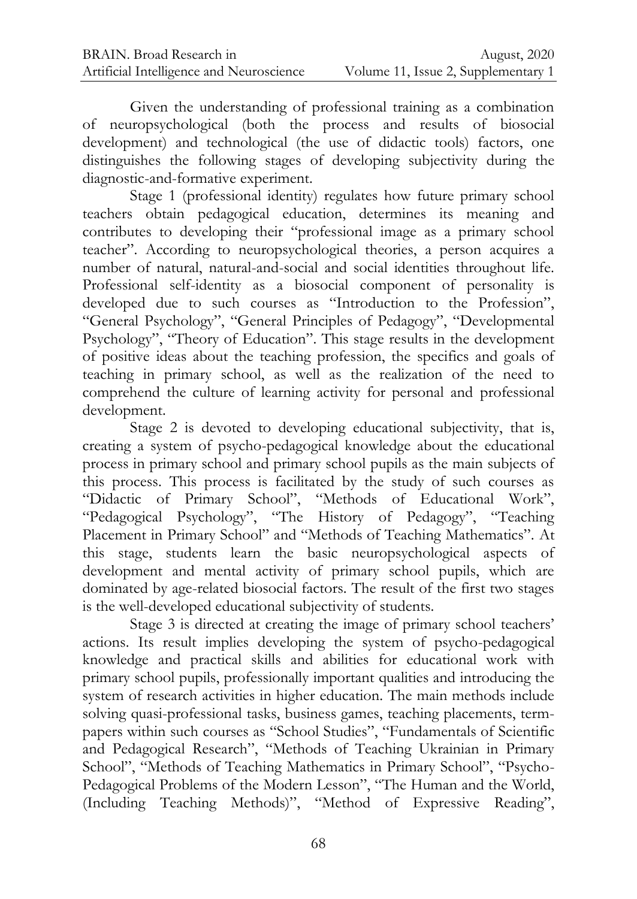Given the understanding of professional training as a combination of neuropsychological (both the process and results of biosocial development) and technological (the use of didactic tools) factors, one distinguishes the following stages of developing subjectivity during the diagnostic-and-formative experiment.

Stage 1 (professional identity) regulates how future primary school teachers obtain pedagogical education, determines its meaning and contributes to developing their "professional image as a primary school teacher". According to neuropsychological theories, a person acquires a number of natural, natural-and-social and social identities throughout life. Professional self-identity as a biosocial component of personality is developed due to such courses as "Introduction to the Profession", "General Psychology", "General Principles of Pedagogy", "Developmental Psychology", "Theory of Education". This stage results in the development of positive ideas about the teaching profession, the specifics and goals of teaching in primary school, as well as the realization of the need to comprehend the culture of learning activity for personal and professional development.

Stage 2 is devoted to developing educational subjectivity, that is, creating a system of psycho-pedagogical knowledge about the educational process in primary school and primary school pupils as the main subjects of this process. This process is facilitated by the study of such courses as "Didactic of Primary School", "Methods of Educational Work", "Pedagogical Psychology", "The History of Pedagogy", "Teaching Placement in Primary School" and "Methods of Teaching Mathematics". At this stage, students learn the basic neuropsychological aspects of development and mental activity of primary school pupils, which are dominated by age-related biosocial factors. The result of the first two stages is the well-developed educational subjectivity of students.

Stage 3 is directed at creating the image of primary school teachers' actions. Its result implies developing the system of psycho-pedagogical knowledge and practical skills and abilities for educational work with primary school pupils, professionally important qualities and introducing the system of research activities in higher education. The main methods include solving quasi-professional tasks, business games, teaching placements, term-papers within such courses as "School Studies", "Fundamentals of Scientific and Pedagogical Research", "Methods of Teaching Ukrainian in Primary School", "Methods of Teaching Mathematics in Primary School", "Psycho-Pedagogical Problems of the Modern Lesson", "The Human and the World, (Including Teaching Methods)", "Method of Expressive Reading",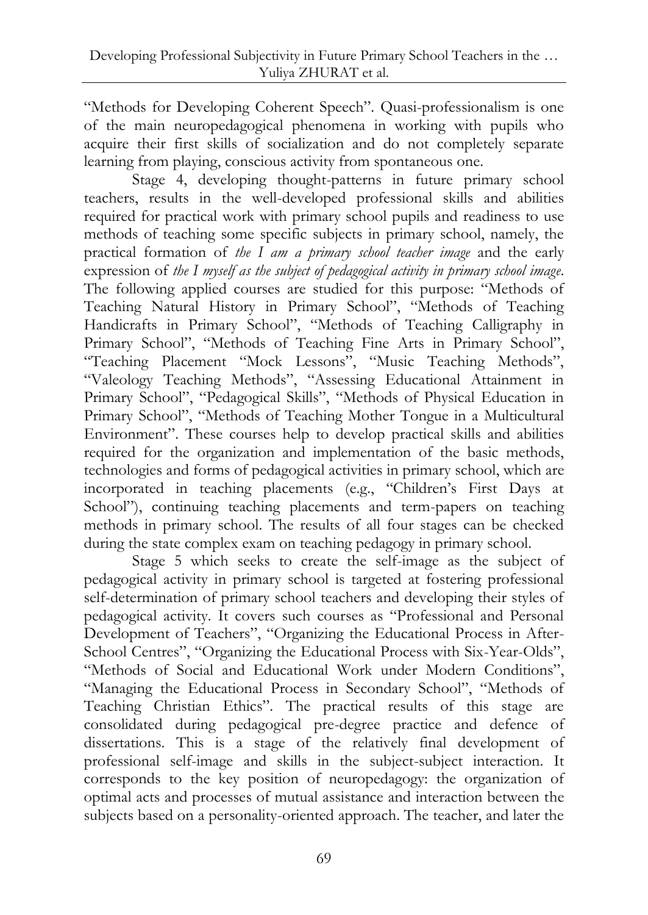"Methods for Developing Coherent Speech". Quasi-professionalism is one of the main neuropedagogical phenomena in working with pupils who acquire their first skills of socialization and do not completely separate learning from playing, conscious activity from spontaneous one.

Stage 4, developing thought-patterns in future primary school teachers, results in the well-developed professional skills and abilities required for practical work with primary school pupils and readiness to use methods of teaching some specific subjects in primary school, namely, the practical formation of *the I am a primary school teacher image* and the early expression of *the I myself as the subject of pedagogical activity in primary school image*. The following applied courses are studied for this purpose: "Methods of Teaching Natural History in Primary School", "Methods of Teaching Handicrafts in Primary School", "Methods of Teaching Calligraphy in Primary School", "Methods of Teaching Fine Arts in Primary School", "Teaching Placement "Mock Lessons", "Music Teaching Methods", "Valeology Teaching Methods", "Assessing Educational Attainment in Primary School", "Pedagogical Skills", "Methods of Physical Education in Primary School", "Methods of Teaching Mother Tongue in a Multicultural Environment". These courses help to develop practical skills and abilities required for the organization and implementation of the basic methods, technologies and forms of pedagogical activities in primary school, which are incorporated in teaching placements (e.g., "Children's First Days at School"), continuing teaching placements and term-papers on teaching methods in primary school. The results of all four stages can be checked during the state complex exam on teaching pedagogy in primary school.

Stage 5 which seeks to create the self-image as the subject of pedagogical activity in primary school is targeted at fostering professional self-determination of primary school teachers and developing their styles of pedagogical activity. It covers such courses as "Professional and Personal Development of Teachers", "Organizing the Educational Process in After-School Centres", "Organizing the Educational Process with Six-Year-Olds", "Methods of Social and Educational Work under Modern Conditions", "Managing the Educational Process in Secondary School", "Methods of Teaching Christian Ethics". The practical results of this stage are consolidated during pedagogical pre-degree practice and defence of dissertations. This is a stage of the relatively final development of professional self-image and skills in the subject-subject interaction. It corresponds to the key position of neuropedagogy: the organization of optimal acts and processes of mutual assistance and interaction between the subjects based on a personality-oriented approach. The teacher, and later the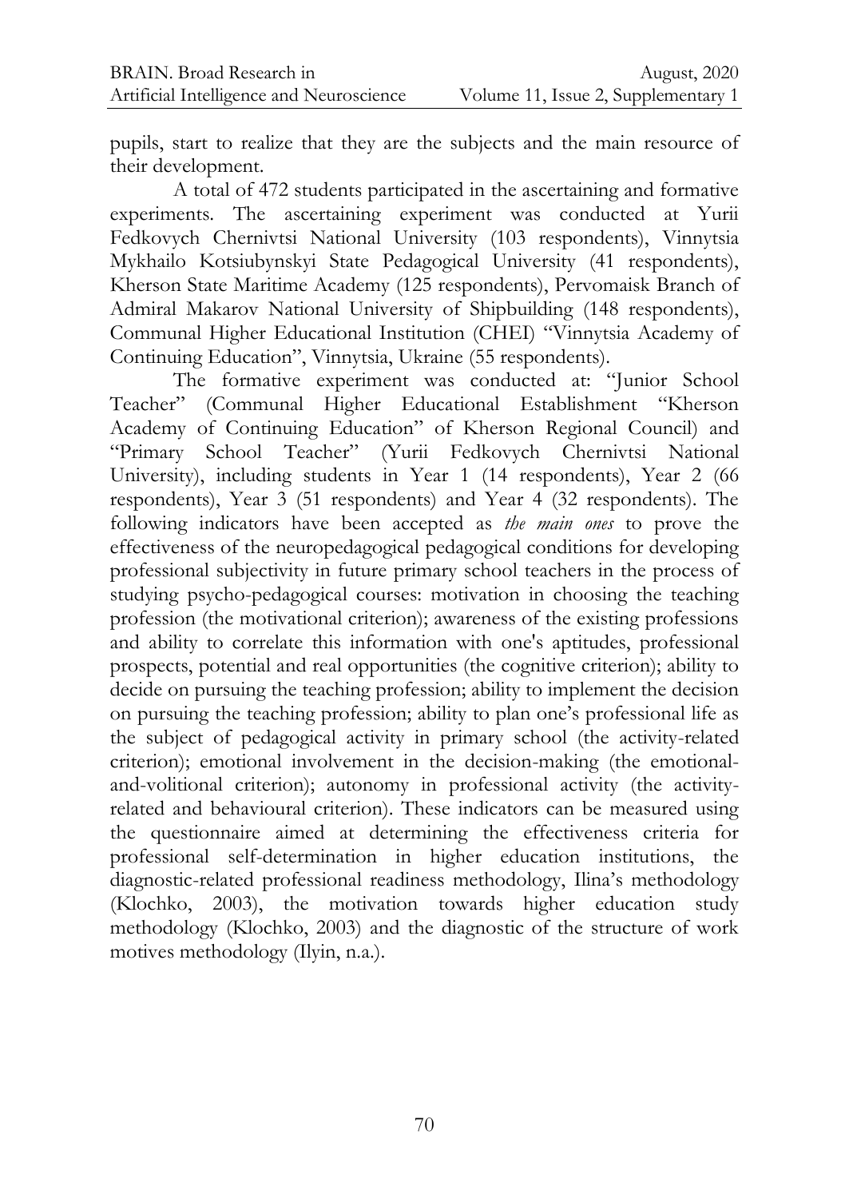pupils, start to realize that they are the subjects and the main resource of their development.

A total of 472 students participated in the ascertaining and formative experiments. The ascertaining experiment was conducted at Yurii Fedkovych Chernivtsi National University (103 respondents), Vinnytsia Mykhailo Kotsiubynskyi State Pedagogical University (41 respondents), Kherson State Maritime Academy (125 respondents), Pervomaisk Branch of Admiral Makarov National University of Shipbuilding (148 respondents), Communal Higher Educational Institution (CHEI) "Vinnytsia Academy of Continuing Education", Vinnytsia, Ukraine (55 respondents).

The formative experiment was conducted at: "Junior School Teacher" (Communal Higher Educational Establishment "Kherson Academy of Continuing Education" of Kherson Regional Council) and "Primary School Teacher" (Yurii Fedkovych Chernivtsi National University), including students in Year 1 (14 respondents), Year 2 (66 respondents), Year 3 (51 respondents) and Year 4 (32 respondents). The following indicators have been accepted as *the main ones* to prove the effectiveness of the neuropedagogical pedagogical conditions for developing professional subjectivity in future primary school teachers in the process of studying psycho-pedagogical courses: motivation in choosing the teaching profession (the motivational criterion); awareness of the existing professions and ability to correlate this information with one's aptitudes, professional prospects, potential and real opportunities (the cognitive criterion); ability to decide on pursuing the teaching profession; ability to implement the decision on pursuing the teaching profession; ability to plan one's professional life as the subject of pedagogical activity in primary school (the activity-related criterion); emotional involvement in the decision-making (the emotional-and-volitional criterion); autonomy in professional activity (the activity-related and behavioural criterion). These indicators can be measured using the questionnaire aimed at determining the effectiveness criteria for professional self-determination in higher education institutions, the diagnostic-related professional readiness methodology, Ilina's methodology (Klochko, 2003), the motivation towards higher education study methodology (Klochko, 2003) and the diagnostic of the structure of work motives methodology (Ilyin, n.a.).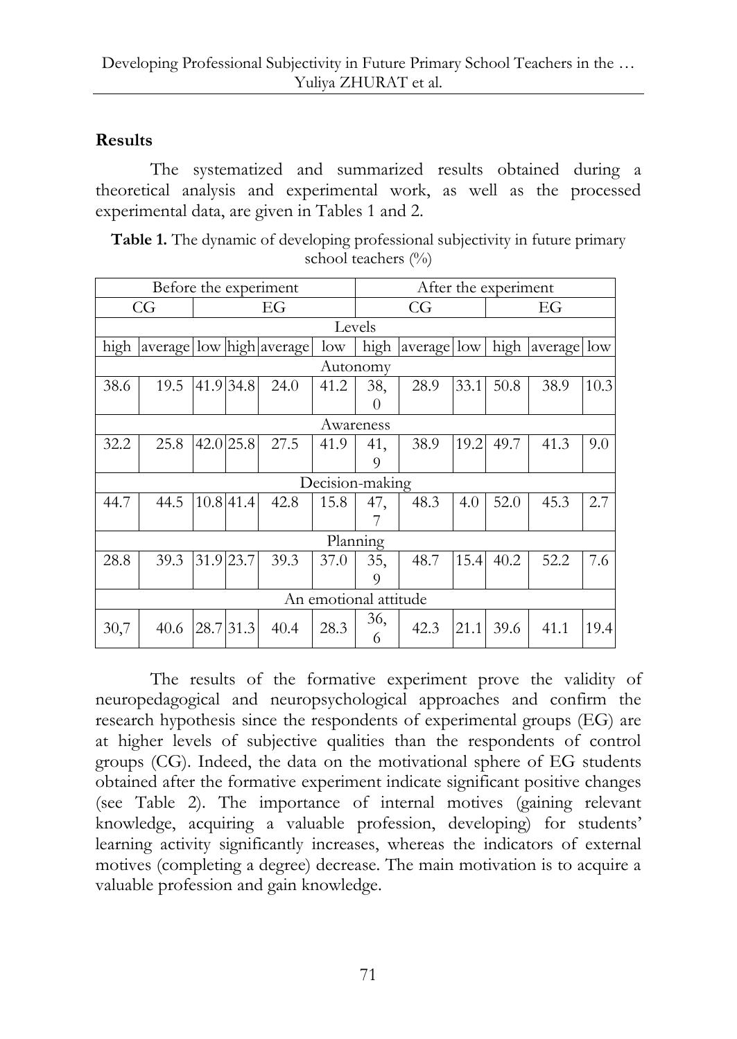## Results

The systematized and summarized results obtained during a theoretical analysis and experimental work, as well as the processed experimental data, are given in Tables 1 and 2.

**Table 1.** The dynamic of developing professional subjectivity in future primary school teachers (%)

| Before the experiment | | | | | | After the experiment | | | | | |
|---|---|---|---|---|---|---|---|---|---|---|---|
| CG | | | EG | | | CG | | | EG | | |
| Levels | | | | | | | | | | | |
| high | average | low | high | average | low | high | average | low | high | average | low |
| Autonomy | | | | | | | | | | | |
| 38.6 | 19.5 | 41.9 | 34.8 | 24.0 | 41.2 | 38,0 | 28.9 | 33.1 | 50.8 | 38.9 | 10.3 |
| Awareness | | | | | | | | | | | |
| 32.2 | 25.8 | 42.0 | 25.8 | 27.5 | 41.9 | 41,9 | 38.9 | 19.2 | 49.7 | 41.3 | 9.0 |
| Decision-making | | | | | | | | | | | |
| 44.7 | 44.5 | 10.8 | 41.4 | 42.8 | 15.8 | 47,7 | 48.3 | 4.0 | 52.0 | 45.3 | 2.7 |
| Planning | | | | | | | | | | | |
| 28.8 | 39.3 | 31.9 | 23.7 | 39.3 | 37.0 | 35,9 | 48.7 | 15.4 | 40.2 | 52.2 | 7.6 |
| An emotional attitude | | | | | | | | | | | |
| 30,7 | 40.6 | 28.7 | 31.3 | 40.4 | 28.3 | 36,6 | 42.3 | 21.1 | 39.6 | 41.1 | 19.4 |

The results of the formative experiment prove the validity of neuropedagogical and neuropsychological approaches and confirm the research hypothesis since the respondents of experimental groups (EG) are at higher levels of subjective qualities than the respondents of control groups (CG). Indeed, the data on the motivational sphere of EG students obtained after the formative experiment indicate significant positive changes (see Table 2). The importance of internal motives (gaining relevant knowledge, acquiring a valuable profession, developing) for students' learning activity significantly increases, whereas the indicators of external motives (completing a degree) decrease. The main motivation is to acquire a valuable profession and gain knowledge.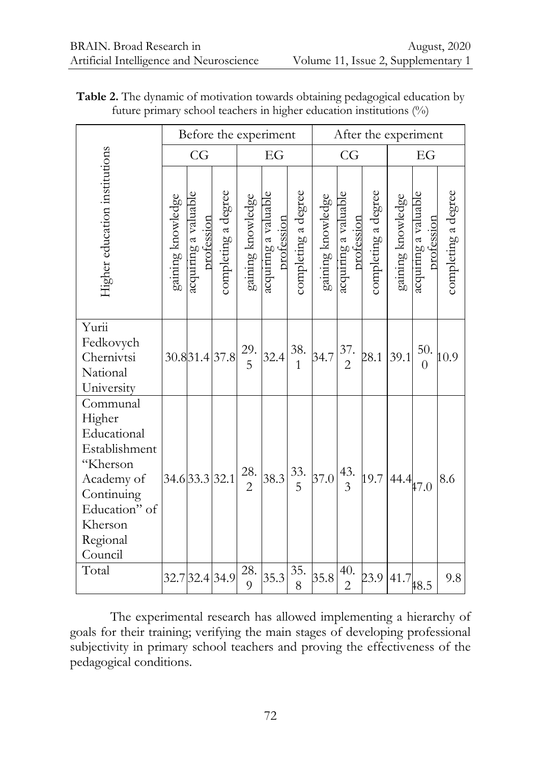**Table 2.** The dynamic of motivation towards obtaining pedagogical education by future primary school teachers in higher education institutions (%)

| Higher education institutions | Before the experiment | | | | | | After the experiment | | | | | |
|---|---|---|---|---|---|---|---|---|---|---|---|---|
| | CG | | | EG | | | CG | | | EG | | |
| | gaining knowledge | acquiring a valuable profession | completing a degree | gaining knowledge | acquiring a valuable profession | completing a degree | gaining knowledge | acquiring a valuable profession | completing a degree | gaining knowledge | acquiring a valuable profession | completing a degree |
| Yurii Fedkovych Chernivtsi National University | 30.8 | 31.4 | 37.8 | 29.5 | 32.4 | 38.1 | 34.7 | 37.2 | 28.1 | 39.1 | 50.0 | 10.9 |
| Communal Higher Educational Establishment "Kherson Academy of Continuing Education" of Kherson Regional Council | 34.6 | 33.3 | 32.1 | 28.2 | 38.3 | 33.5 | 37.0 | 43.3 | 19.7 | 44.4 | 47.0 | 8.6 |
| Total | 32.7 | 32.4 | 34.9 | 28.9 | 35.3 | 35.8 | 35.8 | 40.2 | 23.9 | 41.7 | 48.5 | 9.8 |

The experimental research has allowed implementing a hierarchy of goals for their training; verifying the main stages of developing professional subjectivity in primary school teachers and proving the effectiveness of the pedagogical conditions.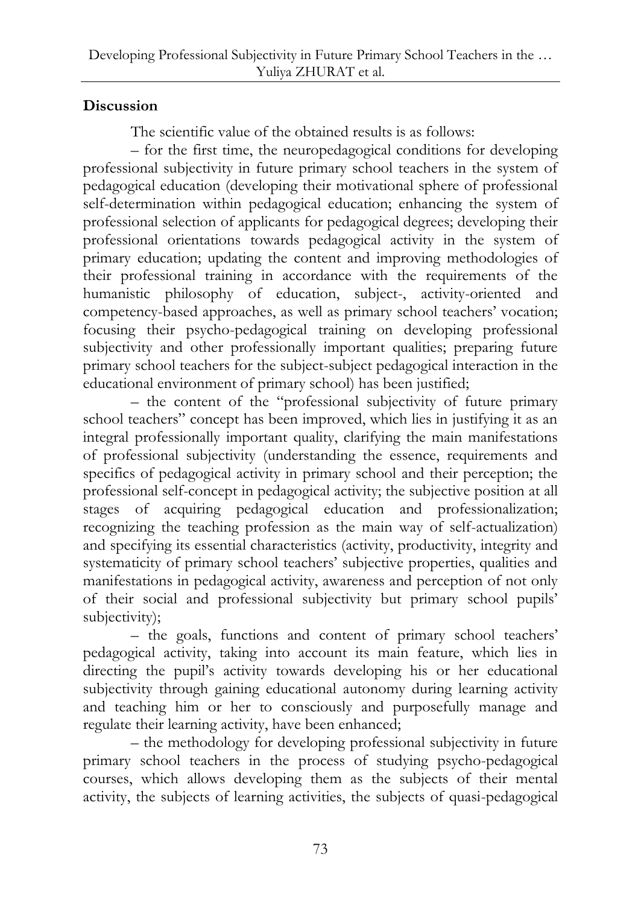## Discussion

The scientific value of the obtained results is as follows:

– for the first time, the neuropedagogical conditions for developing professional subjectivity in future primary school teachers in the system of pedagogical education (developing their motivational sphere of professional self-determination within pedagogical education; enhancing the system of professional selection of applicants for pedagogical degrees; developing their professional orientations towards pedagogical activity in the system of primary education; updating the content and improving methodologies of their professional training in accordance with the requirements of the humanistic philosophy of education, subject-, activity-oriented and competency-based approaches, as well as primary school teachers' vocation; focusing their psycho-pedagogical training on developing professional subjectivity and other professionally important qualities; preparing future primary school teachers for the subject-subject pedagogical interaction in the educational environment of primary school) has been justified;

– the content of the "professional subjectivity of future primary school teachers" concept has been improved, which lies in justifying it as an integral professionally important quality, clarifying the main manifestations of professional subjectivity (understanding the essence, requirements and specifics of pedagogical activity in primary school and their perception; the professional self-concept in pedagogical activity; the subjective position at all stages of acquiring pedagogical education and professionalization; recognizing the teaching profession as the main way of self-actualization) and specifying its essential characteristics (activity, productivity, integrity and systematicity of primary school teachers' subjective properties, qualities and manifestations in pedagogical activity, awareness and perception of not only of their social and professional subjectivity but primary school pupils' subjectivity);

– the goals, functions and content of primary school teachers' pedagogical activity, taking into account its main feature, which lies in directing the pupil's activity towards developing his or her educational subjectivity through gaining educational autonomy during learning activity and teaching him or her to consciously and purposefully manage and regulate their learning activity, have been enhanced;

– the methodology for developing professional subjectivity in future primary school teachers in the process of studying psycho-pedagogical courses, which allows developing them as the subjects of their mental activity, the subjects of learning activities, the subjects of quasi-pedagogical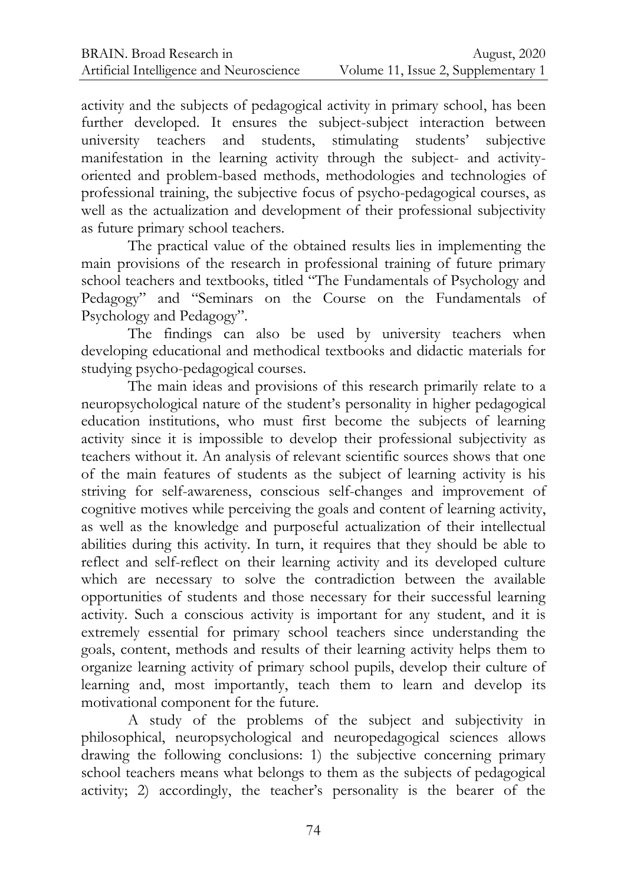activity and the subjects of pedagogical activity in primary school, has been further developed. It ensures the subject-subject interaction between university teachers and students, stimulating students' subjective manifestation in the learning activity through the subject- and activity-oriented and problem-based methods, methodologies and technologies of professional training, the subjective focus of psycho-pedagogical courses, as well as the actualization and development of their professional subjectivity as future primary school teachers.

The practical value of the obtained results lies in implementing the main provisions of the research in professional training of future primary school teachers and textbooks, titled "The Fundamentals of Psychology and Pedagogy" and "Seminars on the Course on the Fundamentals of Psychology and Pedagogy".

The findings can also be used by university teachers when developing educational and methodical textbooks and didactic materials for studying psycho-pedagogical courses.

The main ideas and provisions of this research primarily relate to a neuropsychological nature of the student's personality in higher pedagogical education institutions, who must first become the subjects of learning activity since it is impossible to develop their professional subjectivity as teachers without it. An analysis of relevant scientific sources shows that one of the main features of students as the subject of learning activity is his striving for self-awareness, conscious self-changes and improvement of cognitive motives while perceiving the goals and content of learning activity, as well as the knowledge and purposeful actualization of their intellectual abilities during this activity. In turn, it requires that they should be able to reflect and self-reflect on their learning activity and its developed culture which are necessary to solve the contradiction between the available opportunities of students and those necessary for their successful learning activity. Such a conscious activity is important for any student, and it is extremely essential for primary school teachers since understanding the goals, content, methods and results of their learning activity helps them to organize learning activity of primary school pupils, develop their culture of learning and, most importantly, teach them to learn and develop its motivational component for the future.

A study of the problems of the subject and subjectivity in philosophical, neuropsychological and neuropedagogical sciences allows drawing the following conclusions: 1) the subjective concerning primary school teachers means what belongs to them as the subjects of pedagogical activity; 2) accordingly, the teacher's personality is the bearer of the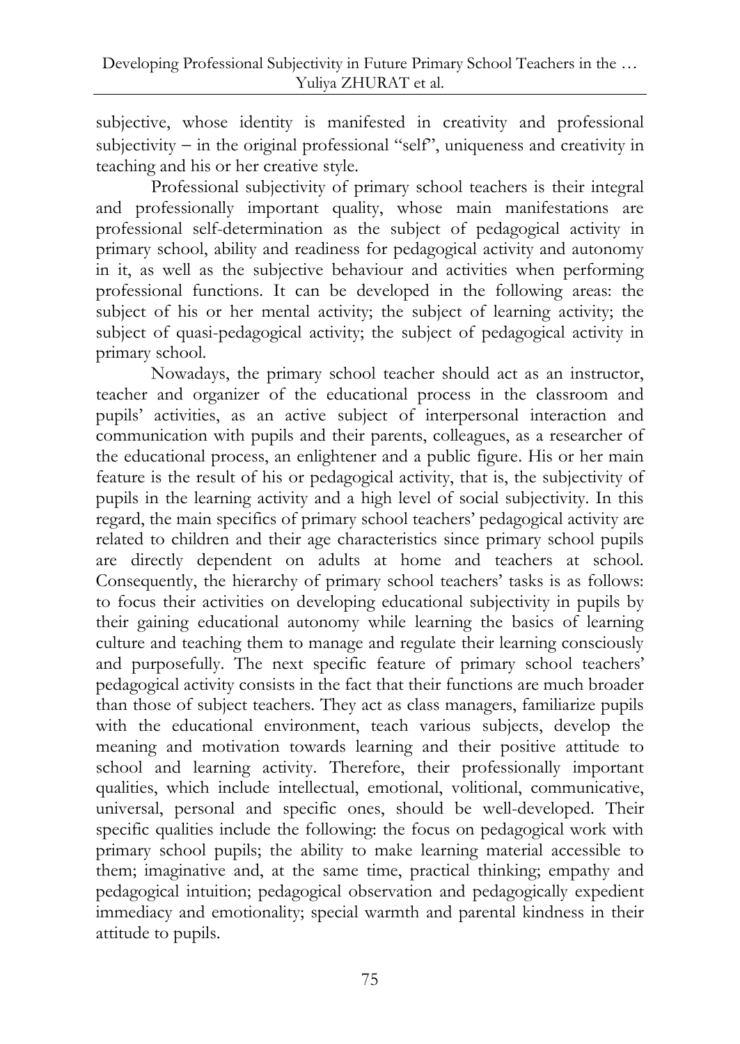subjective, whose identity is manifested in creativity and professional subjectivity – in the original professional "self", uniqueness and creativity in teaching and his or her creative style.

Professional subjectivity of primary school teachers is their integral and professionally important quality, whose main manifestations are professional self-determination as the subject of pedagogical activity in primary school, ability and readiness for pedagogical activity and autonomy in it, as well as the subjective behaviour and activities when performing professional functions. It can be developed in the following areas: the subject of his or her mental activity; the subject of learning activity; the subject of quasi-pedagogical activity; the subject of pedagogical activity in primary school.

Nowadays, the primary school teacher should act as an instructor, teacher and organizer of the educational process in the classroom and pupils' activities, as an active subject of interpersonal interaction and communication with pupils and their parents, colleagues, as a researcher of the educational process, an enlightener and a public figure. His or her main feature is the result of his or pedagogical activity, that is, the subjectivity of pupils in the learning activity and a high level of social subjectivity. In this regard, the main specifics of primary school teachers' pedagogical activity are related to children and their age characteristics since primary school pupils are directly dependent on adults at home and teachers at school. Consequently, the hierarchy of primary school teachers' tasks is as follows: to focus their activities on developing educational subjectivity in pupils by their gaining educational autonomy while learning the basics of learning culture and teaching them to manage and regulate their learning consciously and purposefully. The next specific feature of primary school teachers' pedagogical activity consists in the fact that their functions are much broader than those of subject teachers. They act as class managers, familiarize pupils with the educational environment, teach various subjects, develop the meaning and motivation towards learning and their positive attitude to school and learning activity. Therefore, their professionally important qualities, which include intellectual, emotional, volitional, communicative, universal, personal and specific ones, should be well-developed. Their specific qualities include the following: the focus on pedagogical work with primary school pupils; the ability to make learning material accessible to them; imaginative and, at the same time, practical thinking; empathy and pedagogical intuition; pedagogical observation and pedagogically expedient immediacy and emotionality; special warmth and parental kindness in their attitude to pupils.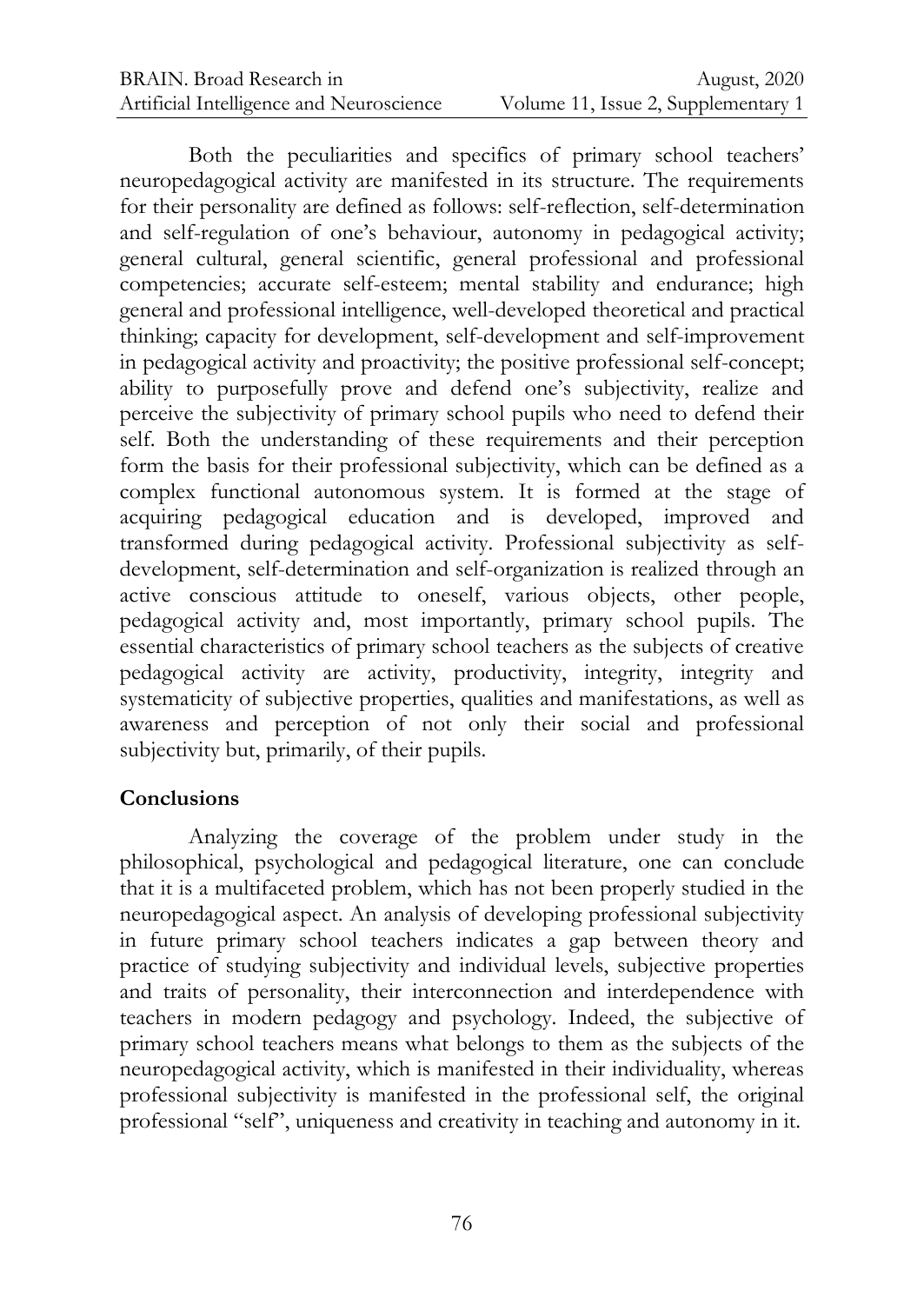Both the peculiarities and specifics of primary school teachers' neuropedagogical activity are manifested in its structure. The requirements for their personality are defined as follows: self-reflection, self-determination and self-regulation of one's behaviour, autonomy in pedagogical activity; general cultural, general scientific, general professional and professional competencies; accurate self-esteem; mental stability and endurance; high general and professional intelligence, well-developed theoretical and practical thinking; capacity for development, self-development and self-improvement in pedagogical activity and proactivity; the positive professional self-concept; ability to purposefully prove and defend one's subjectivity, realize and perceive the subjectivity of primary school pupils who need to defend their self. Both the understanding of these requirements and their perception form the basis for their professional subjectivity, which can be defined as a complex functional autonomous system. It is formed at the stage of acquiring pedagogical education and is developed, improved and transformed during pedagogical activity. Professional subjectivity as self-development, self-determination and self-organization is realized through an active conscious attitude to oneself, various objects, other people, pedagogical activity and, most importantly, primary school pupils. The essential characteristics of primary school teachers as the subjects of creative pedagogical activity are activity, productivity, integrity, integrity and systematicity of subjective properties, qualities and manifestations, as well as awareness and perception of not only their social and professional subjectivity but, primarily, of their pupils.

## Conclusions

Analyzing the coverage of the problem under study in the philosophical, psychological and pedagogical literature, one can conclude that it is a multifaceted problem, which has not been properly studied in the neuropedagogical aspect. An analysis of developing professional subjectivity in future primary school teachers indicates a gap between theory and practice of studying subjectivity and individual levels, subjective properties and traits of personality, their interconnection and interdependence with teachers in modern pedagogy and psychology. Indeed, the subjective of primary school teachers means what belongs to them as the subjects of the neuropedagogical activity, which is manifested in their individuality, whereas professional subjectivity is manifested in the professional self, the original professional "self", uniqueness and creativity in teaching and autonomy in it.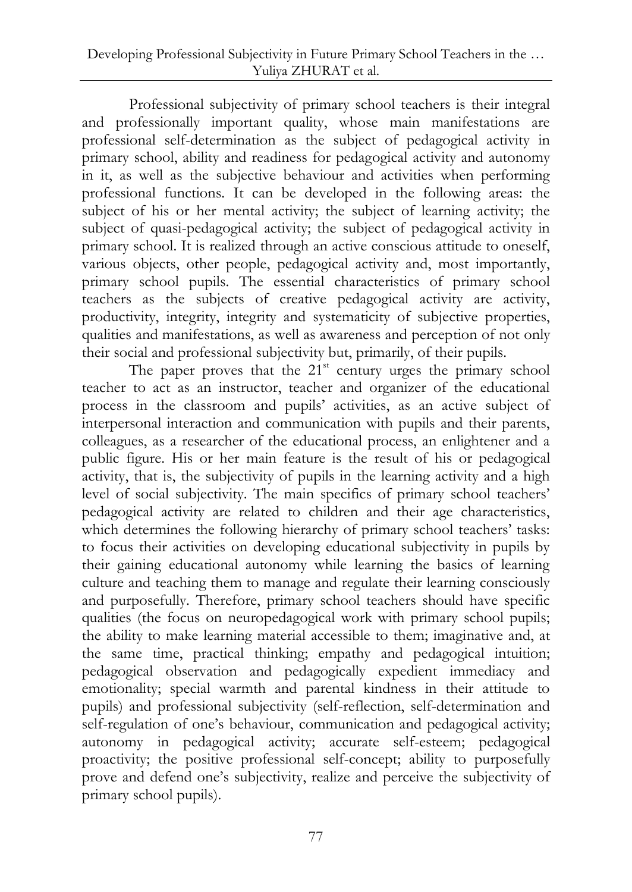Professional subjectivity of primary school teachers is their integral and professionally important quality, whose main manifestations are professional self-determination as the subject of pedagogical activity in primary school, ability and readiness for pedagogical activity and autonomy in it, as well as the subjective behaviour and activities when performing professional functions. It can be developed in the following areas: the subject of his or her mental activity; the subject of learning activity; the subject of quasi-pedagogical activity; the subject of pedagogical activity in primary school. It is realized through an active conscious attitude to oneself, various objects, other people, pedagogical activity and, most importantly, primary school pupils. The essential characteristics of primary school teachers as the subjects of creative pedagogical activity are activity, productivity, integrity, integrity and systematicity of subjective properties, qualities and manifestations, as well as awareness and perception of not only their social and professional subjectivity but, primarily, of their pupils.

The paper proves that the 21st century urges the primary school teacher to act as an instructor, teacher and organizer of the educational process in the classroom and pupils' activities, as an active subject of interpersonal interaction and communication with pupils and their parents, colleagues, as a researcher of the educational process, an enlightener and a public figure. His or her main feature is the result of his or pedagogical activity, that is, the subjectivity of pupils in the learning activity and a high level of social subjectivity. The main specifics of primary school teachers' pedagogical activity are related to children and their age characteristics, which determines the following hierarchy of primary school teachers' tasks: to focus their activities on developing educational subjectivity in pupils by their gaining educational autonomy while learning the basics of learning culture and teaching them to manage and regulate their learning consciously and purposefully. Therefore, primary school teachers should have specific qualities (the focus on neuropedagogical work with primary school pupils; the ability to make learning material accessible to them; imaginative and, at the same time, practical thinking; empathy and pedagogical intuition; pedagogical observation and pedagogically expedient immediacy and emotionality; special warmth and parental kindness in their attitude to pupils) and professional subjectivity (self-reflection, self-determination and self-regulation of one's behaviour, communication and pedagogical activity; autonomy in pedagogical activity; accurate self-esteem; pedagogical proactivity; the positive professional self-concept; ability to purposefully prove and defend one's subjectivity, realize and perceive the subjectivity of primary school pupils).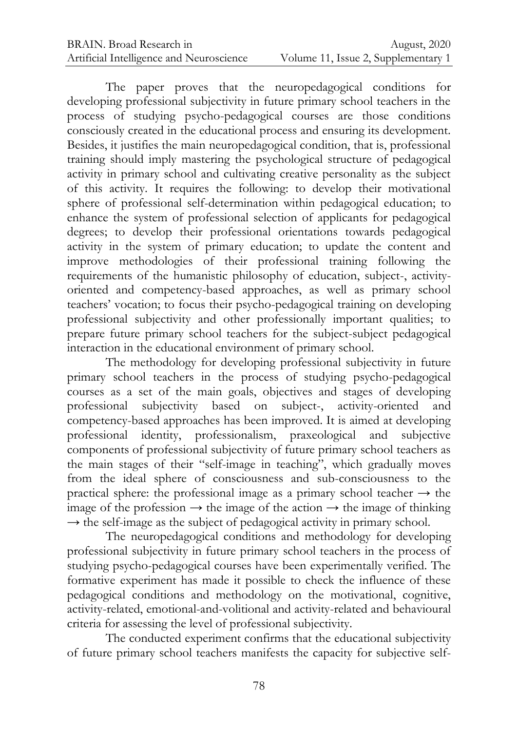The paper proves that the neuropedagogical conditions for developing professional subjectivity in future primary school teachers in the process of studying psycho-pedagogical courses are those conditions consciously created in the educational process and ensuring its development. Besides, it justifies the main neuropedagogical condition, that is, professional training should imply mastering the psychological structure of pedagogical activity in primary school and cultivating creative personality as the subject of this activity. It requires the following: to develop their motivational sphere of professional self-determination within pedagogical education; to enhance the system of professional selection of applicants for pedagogical degrees; to develop their professional orientations towards pedagogical activity in the system of primary education; to update the content and improve methodologies of their professional training following the requirements of the humanistic philosophy of education, subject-, activity-oriented and competency-based approaches, as well as primary school teachers' vocation; to focus their psycho-pedagogical training on developing professional subjectivity and other professionally important qualities; to prepare future primary school teachers for the subject-subject pedagogical interaction in the educational environment of primary school.

The methodology for developing professional subjectivity in future primary school teachers in the process of studying psycho-pedagogical courses as a set of the main goals, objectives and stages of developing professional subjectivity based on subject-, activity-oriented and competency-based approaches has been improved. It is aimed at developing professional identity, professionalism, praxeological and subjective components of professional subjectivity of future primary school teachers as the main stages of their "self-image in teaching", which gradually moves from the ideal sphere of consciousness and sub-consciousness to the practical sphere: the professional image as a primary school teacher → the image of the profession → the image of the action → the image of thinking → the self-image as the subject of pedagogical activity in primary school.

The neuropedagogical conditions and methodology for developing professional subjectivity in future primary school teachers in the process of studying psycho-pedagogical courses have been experimentally verified. The formative experiment has made it possible to check the influence of these pedagogical conditions and methodology on the motivational, cognitive, activity-related, emotional-and-volitional and activity-related and behavioural criteria for assessing the level of professional subjectivity.

The conducted experiment confirms that the educational subjectivity of future primary school teachers manifests the capacity for subjective self-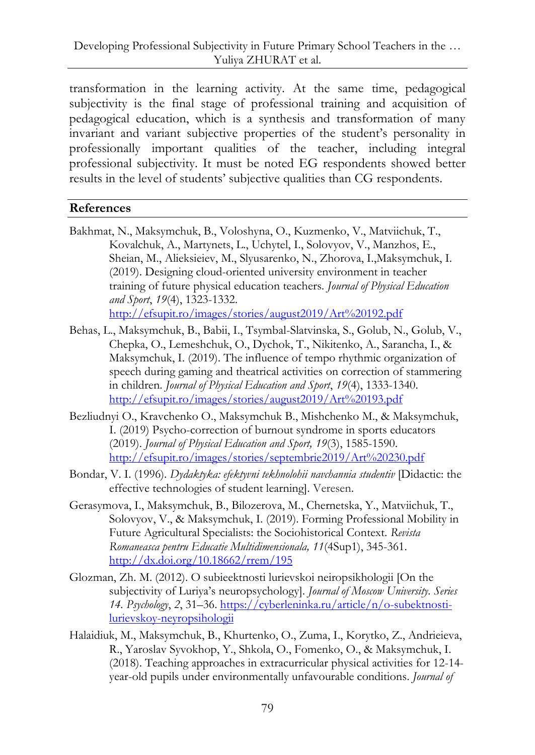transformation in the learning activity. At the same time, pedagogical subjectivity is the final stage of professional training and acquisition of pedagogical education, which is a synthesis and transformation of many invariant and variant subjective properties of the student's personality in professionally important qualities of the teacher, including integral professional subjectivity. It must be noted EG respondents showed better results in the level of students' subjective qualities than CG respondents.

## References

Bakhmat, N., Maksymchuk, B., Voloshyna, O., Kuzmenko, V., Matviichuk, T., Kovalchuk, A., Martynets, L., Uchytel, I., Solovyov, V., Manzhos, E., Sheian, M., Alieksieiev, M., Slyusarenko, N., Zhorova, I.,Maksymchuk, I. (2019). Designing cloud-oriented university environment in teacher training of future physical education teachers. *Journal of Physical Education and Sport*, *19*(4), 1323-1332. http://efsupit.ro/images/stories/august2019/Art%20192.pdf

Behas, L., Maksymchuk, B., Babii, I., Tsymbal-Slatvinska, S., Golub, N., Golub, V., Chepka, O., Lemeshchuk, O., Dychok, T., Nikitenko, A., Sarancha, I., & Maksymchuk, I. (2019). The influence of tempo rhythmic organization of speech during gaming and theatrical activities on correction of stammering in children. *Journal of Physical Education and Sport*, *19*(4), 1333-1340. http://efsupit.ro/images/stories/august2019/Art%20193.pdf

Bezliudnyi O., Kravchenko O., Maksymchuk B., Mishchenko M., & Maksymchuk, I. (2019) Psycho-correction of burnout syndrome in sports educators (2019). *Journal of Physical Education and Sport, 19*(3), 1585-1590. http://efsupit.ro/images/stories/septembrie2019/Art%20230.pdf

Bondar, V. I. (1996). *Dydaktyka: efektyvni tekhnolohii navchannia studentiv* [Didactic: the effective technologies of student learning]. Veresen.

Gerasymova, I., Maksymchuk, B., Bilozerova, M., Chernetska, Y., Matviichuk, T., Solovyov, V., & Maksymchuk, I. (2019). Forming Professional Mobility in Future Agricultural Specialists: the Sociohistorical Context. *Revista Romaneasca pentru Educatie Multidimensionala, 11*(4Sup1), 345-361. http://dx.doi.org/10.18662/rrem/195

Glozman, Zh. M. (2012). O subieektnosti lurievskoi neiropsikhologii [On the subjectivity of Luriya's neuropsychology]. *Journal of Moscow University. Series 14. Psychology*, *2*, 31–36. https://cyberleninka.ru/article/n/o-subektnosti-lurievskoy-neyropsihologii

Halaidiuk, M., Maksymchuk, B., Khurtenko, O., Zuma, I., Korytko, Z., Andrieieva, R., Yaroslav Syvokhop, Y., Shkola, O., Fomenko, O., & Maksymchuk, I. (2018). Teaching approaches in extracurricular physical activities for 12-14-year-old pupils under environmentally unfavourable conditions. *Journal of*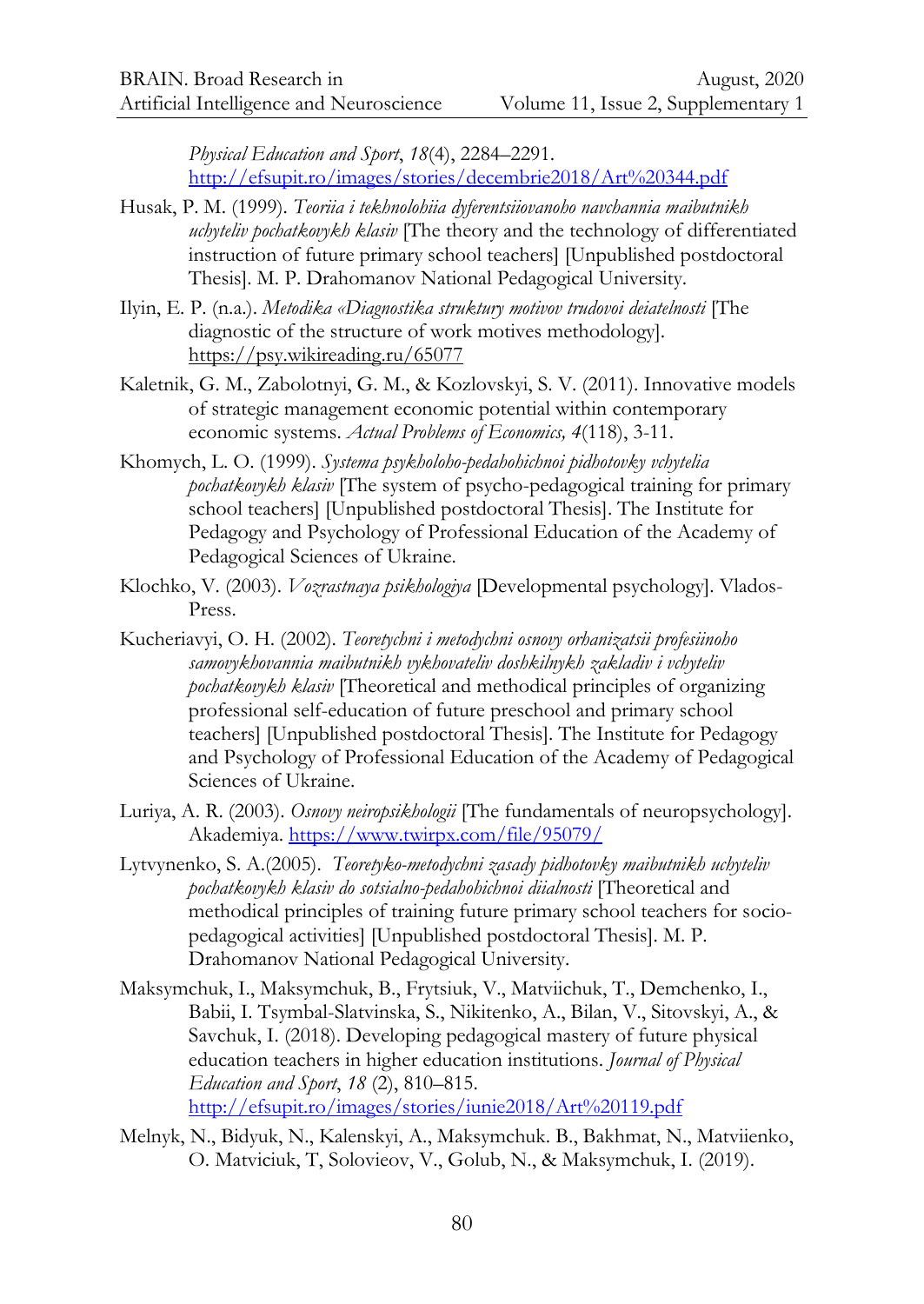*Physical Education and Sport*, *18*(4), 2284–2291. http://efsupit.ro/images/stories/decembrie2018/Art%20344.pdf

Husak, P. M. (1999). *Teoriia i tekhnolohiia dyferentsiiovanoho navchannia maibutnikh uchyteliv pochatkovykh klasiv* [The theory and the technology of differentiated instruction of future primary school teachers] [Unpublished postdoctoral Thesis]. M. P. Drahomanov National Pedagogical University.

Ilyin, E. P. (n.a.). *Metodika «Diagnostika struktury motivov trudovoi deiatelnosti* [The diagnostic of the structure of work motives methodology]. https://psy.wikireading.ru/65077

Kaletnik, G. M., Zabolotnyi, G. M., & Kozlovskyi, S. V. (2011). Innovative models of strategic management economic potential within contemporary economic systems. *Actual Problems of Economics, 4*(118), 3-11.

Khomych, L. O. (1999). *Systema psykholoho-pedahohichnoi pidhotovky vchytelia pochatkovykh klasiv* [The system of psycho-pedagogical training for primary school teachers] [Unpublished postdoctoral Thesis]. The Institute for Pedagogy and Psychology of Professional Education of the Academy of Pedagogical Sciences of Ukraine.

Klochko, V. (2003). *Vozrastnaya psikhologiya* [Developmental psychology]. Vlados-Press.

Kucheriavyi, O. H. (2002). *Teoretychni i metodychni osnovy orhanizatsii profesiinoho samovykhovannia maibutnikh vykhovateliv doshkilnykh zakladiv i vchyteliv pochatkovykh klasiv* [Theoretical and methodical principles of organizing professional self-education of future preschool and primary school teachers] [Unpublished postdoctoral Thesis]. The Institute for Pedagogy and Psychology of Professional Education of the Academy of Pedagogical Sciences of Ukraine.

Luriya, A. R. (2003). *Osnovy neiropsikhologii* [The fundamentals of neuropsychology]. Akademiya. https://www.twirpx.com/file/95079/

Lytvynenko, S. A.(2005). *Teoretyko-metodychni zasady pidhotovky maibutnikh uchyteliv pochatkovykh klasiv do sotsialno-pedahohichnoi diialnosti* [Theoretical and methodical principles of training future primary school teachers for socio-pedagogical activities] [Unpublished postdoctoral Thesis]. M. P. Drahomanov National Pedagogical University.

Maksymchuk, I., Maksymchuk, B., Frytsiuk, V., Matviichuk, T., Demchenko, I., Babii, I. Tsymbal-Slatvinska, S., Nikitenko, A., Bilan, V., Sitovskyi, A., & Savchuk, I. (2018). Developing pedagogical mastery of future physical education teachers in higher education institutions. *Journal of Physical Education and Sport*, *18* (2), 810–815. http://efsupit.ro/images/stories/iunie2018/Art%20119.pdf

Melnyk, N., Bidyuk, N., Kalenskyi, A., Maksymchuk. B., Bakhmat, N., Matviienko, O. Matviciuk, T, Solovieov, V., Golub, N., & Maksymchuk, I. (2019).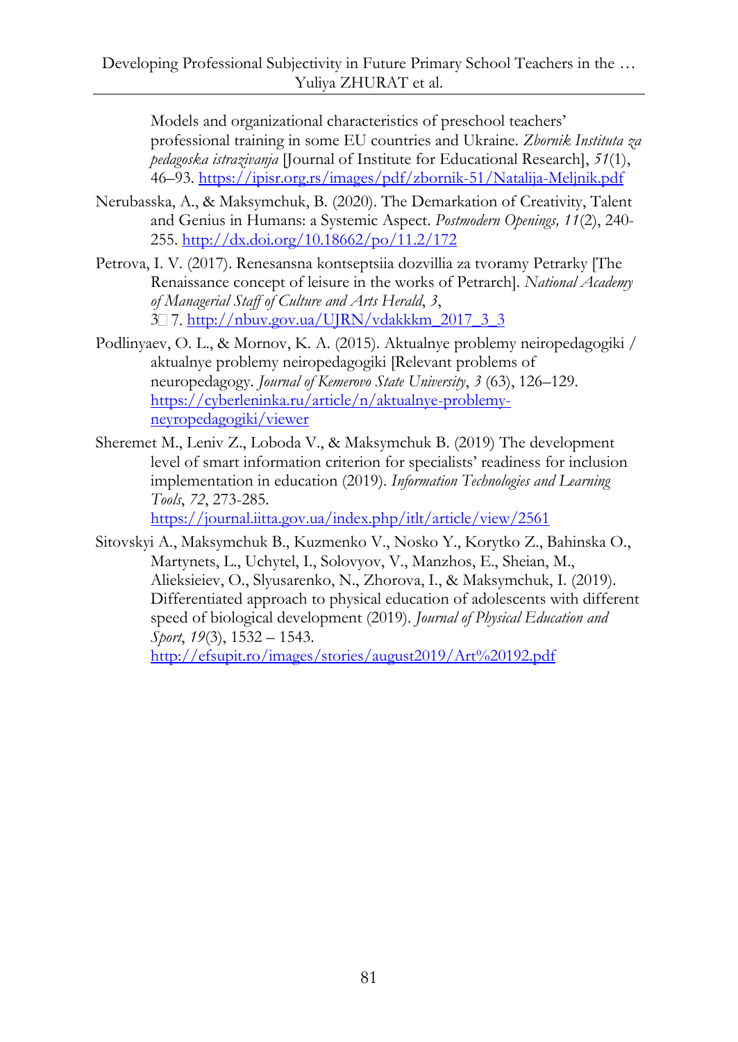Models and organizational characteristics of preschool teachers' professional training in some EU countries and Ukraine. *Zbornik Instituta za pedagoska istrazivanja* [Journal of Institute for Educational Research], *51*(1), 46–93. https://ipisr.org.rs/images/pdf/zbornik-51/Natalija-Meljnik.pdf

Nerubasska, A., & Maksymchuk, B. (2020). The Demarkation of Creativity, Talent and Genius in Humans: a Systemic Aspect. *Postmodern Openings, 11*(2), 240-255. http://dx.doi.org/10.18662/po/11.2/172

Petrova, I. V. (2017). Renesansna kontseptsiia dozvillia za tvoramy Petrarky [The Renaissance concept of leisure in the works of Petrarch]. *National Academy of Managerial Staff of Culture and Arts Herald*, *3*, 3□7. http://nbuv.gov.ua/UJRN/vdakkkm_2017_3_3

Podlinyaev, O. L., & Mornov, K. A. (2015). Aktualnye problemy neiropedagogiki / aktualnye problemy neiropedagogiki [Relevant problems of neuropedagogy. *Journal of Kemerovo State University*, *3* (63), 126–129. https://cyberleninka.ru/article/n/aktualnye-problemy-neyropedagogiki/viewer

Sheremet M., Leniv Z., Loboda V., & Maksymchuk B. (2019) The development level of smart information criterion for specialists' readiness for inclusion implementation in education (2019). *Information Technologies and Learning Tools*, *72*, 273-285. https://journal.iitta.gov.ua/index.php/itlt/article/view/2561

Sitovskyi A., Maksymchuk B., Kuzmenko V., Nosko Y., Korytko Z., Bahinska O., Martynets, L., Uchytel, I., Solovyov, V., Manzhos, E., Sheian, M., Alieksieiev, O., Slyusarenko, N., Zhorova, I., & Maksymchuk, I. (2019). Differentiated approach to physical education of adolescents with different speed of biological development (2019). *Journal of Physical Education and Sport*, *19*(3), 1532 – 1543. http://efsupit.ro/images/stories/august2019/Art%20192.pdf